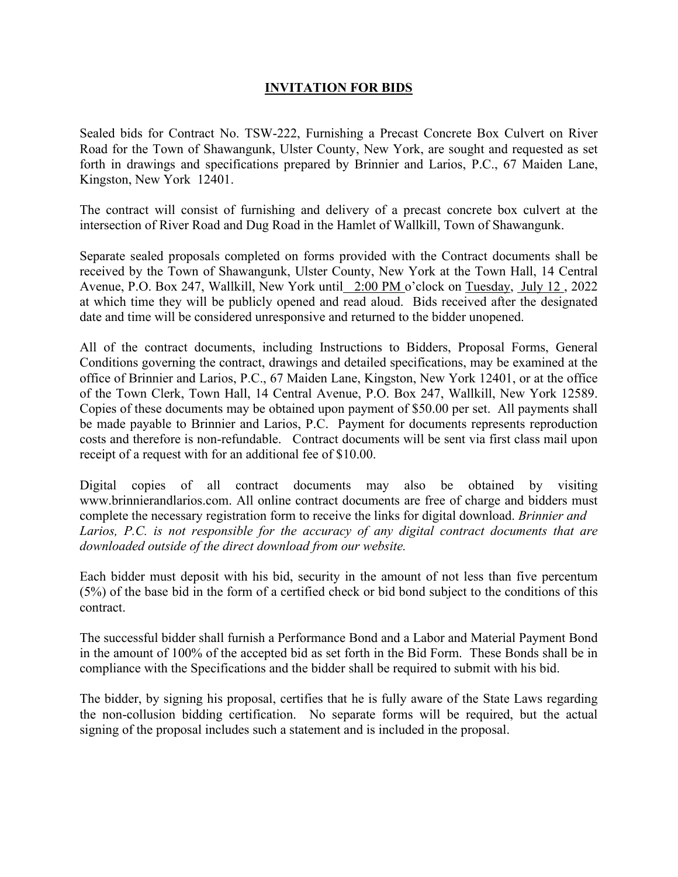# INVITATION FOR BIDS

Sealed bids for Contract No. TSW-222, Furnishing a Precast Concrete Box Culvert on River Road for the Town of Shawangunk, Ulster County, New York, are sought and requested as set forth in drawings and specifications prepared by Brinnier and Larios, P.C., 67 Maiden Lane, Kingston, New York 12401.

The contract will consist of furnishing and delivery of a precast concrete box culvert at the intersection of River Road and Dug Road in the Hamlet of Wallkill, Town of Shawangunk.

Separate sealed proposals completed on forms provided with the Contract documents shall be received by the Town of Shawangunk, Ulster County, New York at the Town Hall, 14 Central Avenue, P.O. Box 247, Wallkill, New York until 2:00 PM o'clock on Tuesday, July 12, 2022 at which time they will be publicly opened and read aloud. Bids received after the designated date and time will be considered unresponsive and returned to the bidder unopened.

All of the contract documents, including Instructions to Bidders, Proposal Forms, General Conditions governing the contract, drawings and detailed specifications, may be examined at the office of Brinnier and Larios, P.C., 67 Maiden Lane, Kingston, New York 12401, or at the office of the Town Clerk, Town Hall, 14 Central Avenue, P.O. Box 247, Wallkill, New York 12589. Copies of these documents may be obtained upon payment of $50.00 per set. All payments shall be made payable to Brinnier and Larios, P.C. Payment for documents represents reproduction costs and therefore is non-refundable. Contract documents will be sent via first class mail upon receipt of a request with for an additional fee of $10.00.

Digital copies of all contract documents may also be obtained by visiting www.brinnierandlarios.com. All online contract documents are free of charge and bidders must complete the necessary registration form to receive the links for digital download. *Brinnier and Larios, P.C. is not responsible for the accuracy of any digital contract documents that are downloaded outside of the direct download from our website.*

Each bidder must deposit with his bid, security in the amount of not less than five percentum (5%) of the base bid in the form of a certified check or bid bond subject to the conditions of this contract.

The successful bidder shall furnish a Performance Bond and a Labor and Material Payment Bond in the amount of 100% of the accepted bid as set forth in the Bid Form. These Bonds shall be in compliance with the Specifications and the bidder shall be required to submit with his bid.

The bidder, by signing his proposal, certifies that he is fully aware of the State Laws regarding the non-collusion bidding certification. No separate forms will be required, but the actual signing of the proposal includes such a statement and is included in the proposal.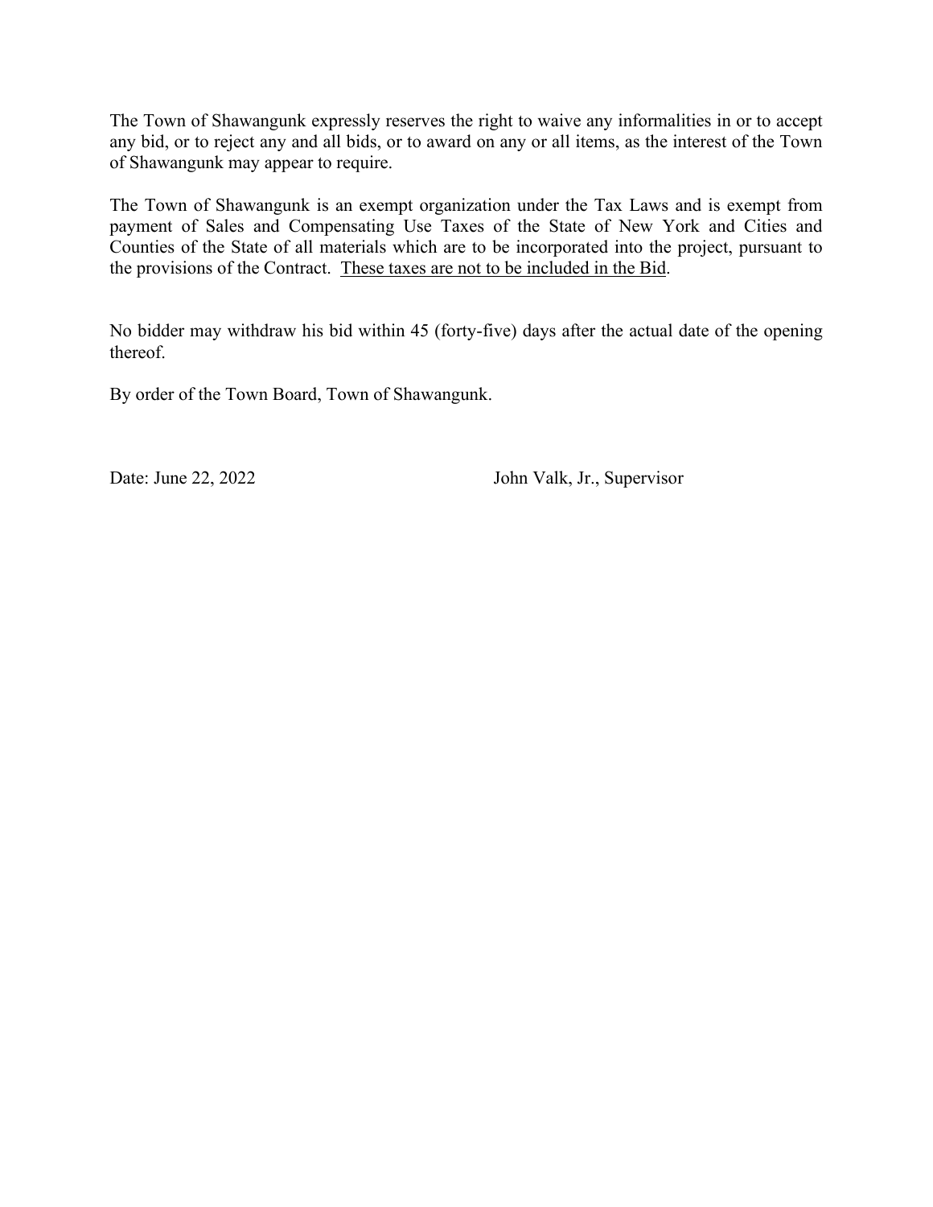The Town of Shawangunk expressly reserves the right to waive any informalities in or to accept any bid, or to reject any and all bids, or to award on any or all items, as the interest of the Town of Shawangunk may appear to require.

The Town of Shawangunk is an exempt organization under the Tax Laws and is exempt from payment of Sales and Compensating Use Taxes of the State of New York and Cities and Counties of the State of all materials which are to be incorporated into the project, pursuant to the provisions of the Contract. <u>These taxes are not to be included in the Bid</u>.

No bidder may withdraw his bid within 45 (forty-five) days after the actual date of the opening thereof.

By order of the Town Board, Town of Shawangunk.

Date: June 22, 2022 John Valk, Jr., Supervisor